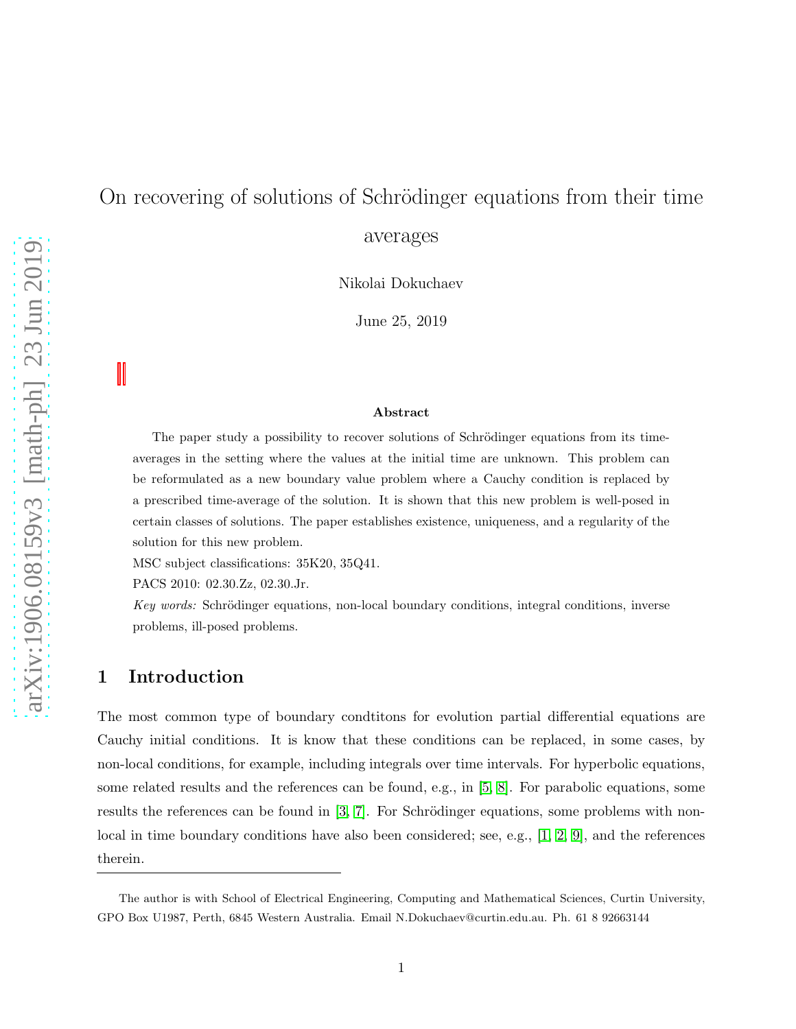# On recovering of solutions of Schrödinger equations from their time averages

Nikolai Dokuchaev

June 25, 2019

### Abstract

The paper study a possibility to recover solutions of Schrödinger equations from its time-averages in the setting where the values at the initial time are unknown. This problem can be reformulated as a new boundary value problem where a Cauchy condition is replaced by a prescribed time-average of the solution. It is shown that this new problem is well-posed in certain classes of solutions. The paper establishes existence, uniqueness, and a regularity of the solution for this new problem.

MSC subject classifications: 35K20, 35Q41.

PACS 2010: 02.30.Zz, 02.30.Jr.

*Key words:* Schrödinger equations, non-local boundary conditions, integral conditions, inverse problems, ill-posed problems.

## 1 Introduction

The most common type of boundary condtitons for evolution partial differential equations are Cauchy initial conditions. It is know that these conditions can be replaced, in some cases, by non-local conditions, for example, including integrals over time intervals. For hyperbolic equations, some related results and the references can be found, e.g., in [5, 8]. For parabolic equations, some results the references can be found in [3, 7]. For Schrödinger equations, some problems with non-local in time boundary conditions have also been considered; see, e.g., [1, 2, 9], and the references therein.

The author is with School of Electrical Engineering, Computing and Mathematical Sciences, Curtin University, GPO Box U1987, Perth, 6845 Western Australia. Email N.Dokuchaev@curtin.edu.au. Ph. 61 8 92663144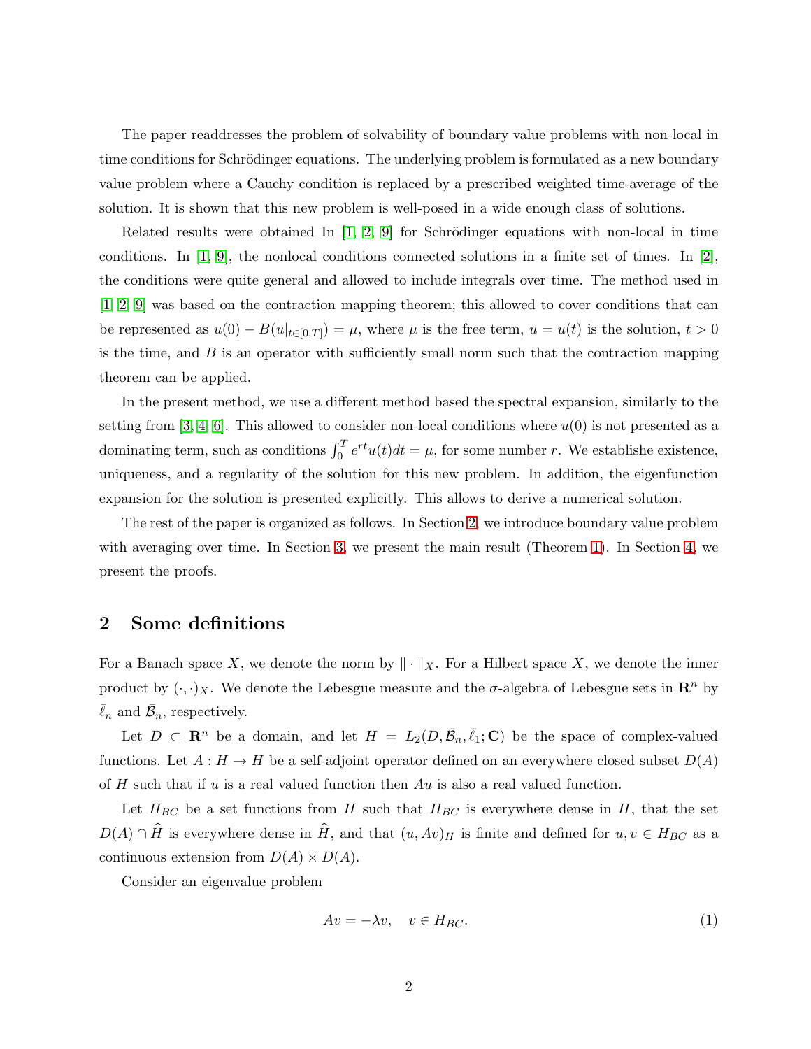The paper readdresses the problem of solvability of boundary value problems with non-local in time conditions for Schrödinger equations. The underlying problem is formulated as a new boundary value problem where a Cauchy condition is replaced by a prescribed weighted time-average of the solution. It is shown that this new problem is well-posed in a wide enough class of solutions.

Related results were obtained In [1, 2, 9] for Schrödinger equations with non-local in time conditions. In [1, 9], the nonlocal conditions connected solutions in a finite set of times. In [2], the conditions were quite general and allowed to include integrals over time. The method used in [1, 2, 9] was based on the contraction mapping theorem; this allowed to cover conditions that can be represented as $u(0) - B(u|_{t\in[0,T]}) = \mu$, where $\mu$ is the free term, $u = u(t)$ is the solution, $t > 0$ is the time, and $B$ is an operator with sufficiently small norm such that the contraction mapping theorem can be applied.

In the present method, we use a different method based the spectral expansion, similarly to the setting from [3, 4, 6]. This allowed to consider non-local conditions where $u(0)$ is not presented as a dominating term, such as conditions $\int_0^T e^{rt}u(t)dt = \mu$, for some number $r$. We establishe existence, uniqueness, and a regularity of the solution for this new problem. In addition, the eigenfunction expansion for the solution is presented explicitly. This allows to derive a numerical solution.

The rest of the paper is organized as follows. In Section 2, we introduce boundary value problem with averaging over time. In Section 3, we present the main result (Theorem 1). In Section 4, we present the proofs.

## 2 Some definitions

For a Banach space $X$, we denote the norm by $\|\cdot\|_X$. For a Hilbert space $X$, we denote the inner product by $(\cdot,\cdot)_X$. We denote the Lebesgue measure and the $\sigma$-algebra of Lebesgue sets in $\mathbf{R}^n$ by $\bar{\ell}_n$ and $\bar{\mathcal{B}}_n$, respectively.

Let $D \subset \mathbf{R}^n$ be a domain, and let $H = L_2(D, \bar{\mathcal{B}}_n, \bar{\ell}_1; \mathbf{C})$ be the space of complex-valued functions. Let $A : H \to H$ be a self-adjoint operator defined on an everywhere closed subset $D(A)$ of $H$ such that if $u$ is a real valued function then $Au$ is also a real valued function.

Let $H_{BC}$ be a set functions from $H$ such that $H_{BC}$ is everywhere dense in $H$, that the set $D(A) \cap \widehat{H}$ is everywhere dense in $\widehat{H}$, and that $(u, Av)_H$ is finite and defined for $u, v \in H_{BC}$ as a continuous extension from $D(A) \times D(A)$.

Consider an eigenvalue problem

$$Av = -\lambda v, \quad v \in H_{BC}. \tag{1}$$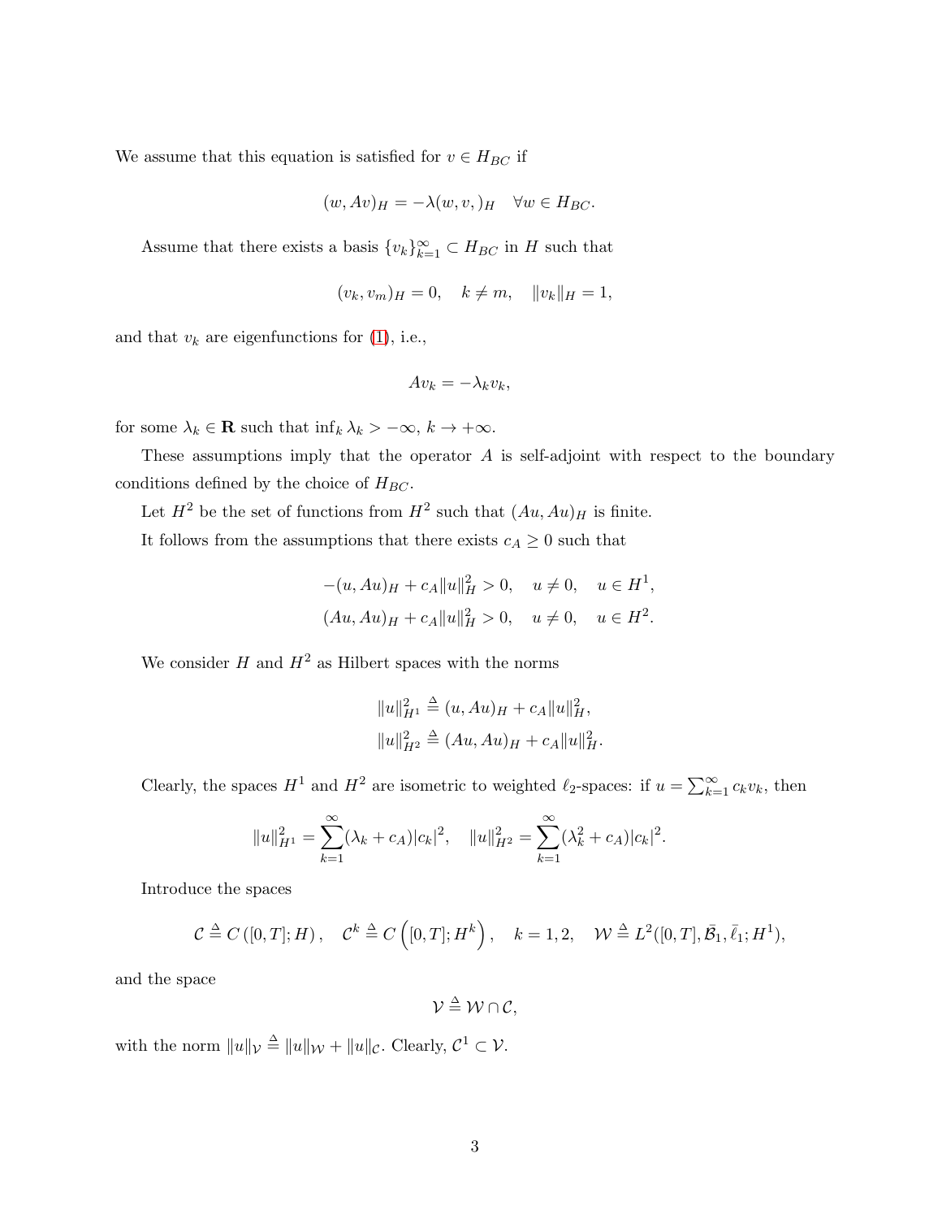We assume that this equation is satisfied for $v \in H_{BC}$ if

$$(w, Av)_H = -\lambda(w, v, )_H \quad \forall w \in H_{BC}.$$

Assume that there exists a basis $\{v_k\}_{k=1}^{\infty} \subset H_{BC}$ in $H$ such that

$$(v_k, v_m)_H = 0, \quad k \neq m, \quad \|v_k\|_H = 1,$$

and that $v_k$ are eigenfunctions for (1), i.e.,

$$Av_k = -\lambda_k v_k,$$

for some $\lambda_k \in \mathbf{R}$ such that $\inf_k \lambda_k > -\infty$, $k \to +\infty$.

These assumptions imply that the operator $A$ is self-adjoint with respect to the boundary conditions defined by the choice of $H_{BC}$.

Let $H^2$ be the set of functions from $H^2$ such that $(Au, Au)_H$ is finite.

It follows from the assumptions that there exists $c_A \geq 0$ such that

$$\begin{aligned}
-(u, Au)_H + c_A\|u\|_H^2 > 0, \quad u \neq 0, \quad u \in H^1, \\
(Au, Au)_H + c_A\|u\|_H^2 > 0, \quad u \neq 0, \quad u \in H^2.
\end{aligned}$$

We consider $H$ and $H^2$ as Hilbert spaces with the norms

$$\begin{aligned}
\|u\|_{H^1}^2 \triangleq (u, Au)_H + c_A\|u\|_H^2, \\
\|u\|_{H^2}^2 \triangleq (Au, Au)_H + c_A\|u\|_H^2.
\end{aligned}$$

Clearly, the spaces $H^1$ and $H^2$ are isometric to weighted $\ell_2$-spaces: if $u = \sum_{k=1}^{\infty} c_k v_k$, then

$$\|u\|_{H^1}^2 = \sum_{k=1}^{\infty}(\lambda_k + c_A)|c_k|^2, \quad \|u\|_{H^2}^2 = \sum_{k=1}^{\infty}(\lambda_k^2 + c_A)|c_k|^2.$$

Introduce the spaces

$$\mathcal{C} \triangleq C\left([0, T]; H\right), \quad \mathcal{C}^k \triangleq C\left([0, T]; H^k\right), \quad k = 1, 2, \quad \mathcal{W} \triangleq L^2([0, T], \bar{\mathcal{B}}_1, \bar{\ell}_1; H^1),$$

and the space

$$\mathcal{V} \triangleq \mathcal{W} \cap \mathcal{C},$$

with the norm $\|u\|_{\mathcal{V}} \triangleq \|u\|_{\mathcal{W}} + \|u\|_{\mathcal{C}}$. Clearly, $\mathcal{C}^1 \subset \mathcal{V}$.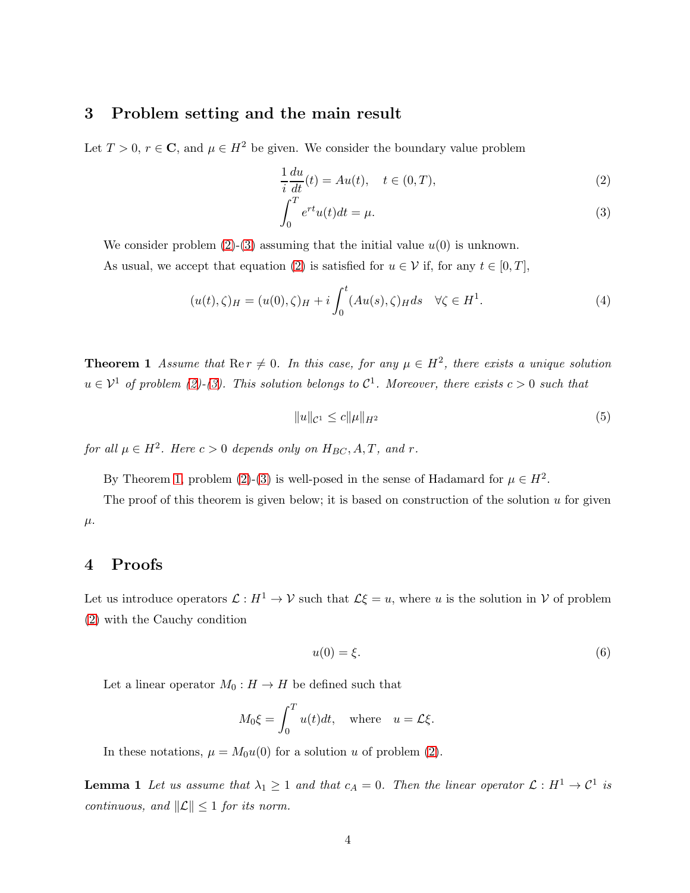## 3 Problem setting and the main result

Let $T > 0$, $r \in \mathbf{C}$, and $\mu \in H^2$ be given. We consider the boundary value problem

$$\frac{1}{i}\frac{du}{dt}(t) = Au(t), \quad t \in (0, T), \tag{2}$$

$$\int_0^T e^{rt} u(t) dt = \mu. \tag{3}$$

We consider problem (2)-(3) assuming that the initial value $u(0)$ is unknown.

As usual, we accept that equation (2) is satisfied for $u \in \mathcal{V}$ if, for any $t \in [0, T]$,

$$(u(t), \zeta)_H = (u(0), \zeta)_H + i \int_0^t (Au(s), \zeta)_H ds \quad \forall \zeta \in H^1. \tag{4}$$

**Theorem 1** *Assume that* $\operatorname{Re} r \neq 0$. *In this case, for any* $\mu \in H^2$, *there exists a unique solution* $u \in \mathcal{V}^1$ *of problem (2)-(3). This solution belongs to* $\mathcal{C}^1$. *Moreover, there exists* $c > 0$ *such that*

$$\|u\|_{\mathcal{C}^1} \leq c\|\mu\|_{H^2} \tag{5}$$

*for all* $\mu \in H^2$. *Here* $c > 0$ *depends only on* $H_{BC}, A, T$, *and* $r$.

By Theorem 1, problem (2)-(3) is well-posed in the sense of Hadamard for $\mu \in H^2$.

The proof of this theorem is given below; it is based on construction of the solution $u$ for given $\mu$.

## 4 Proofs

Let us introduce operators $\mathcal{L} : H^1 \to \mathcal{V}$ such that $\mathcal{L}\xi = u$, where $u$ is the solution in $\mathcal{V}$ of problem (2) with the Cauchy condition

$$u(0) = \xi. \tag{6}$$

Let a linear operator $M_0 : H \to H$ be defined such that

$$M_0\xi = \int_0^T u(t)dt, \quad \text{where} \quad u = \mathcal{L}\xi.$$

In these notations, $\mu = M_0 u(0)$ for a solution $u$ of problem (2).

**Lemma 1** *Let us assume that* $\lambda_1 \geq 1$ *and that* $c_A = 0$. *Then the linear operator* $\mathcal{L} : H^1 \to \mathcal{C}^1$ *is continuous, and* $\|\mathcal{L}\| \leq 1$ *for its norm.*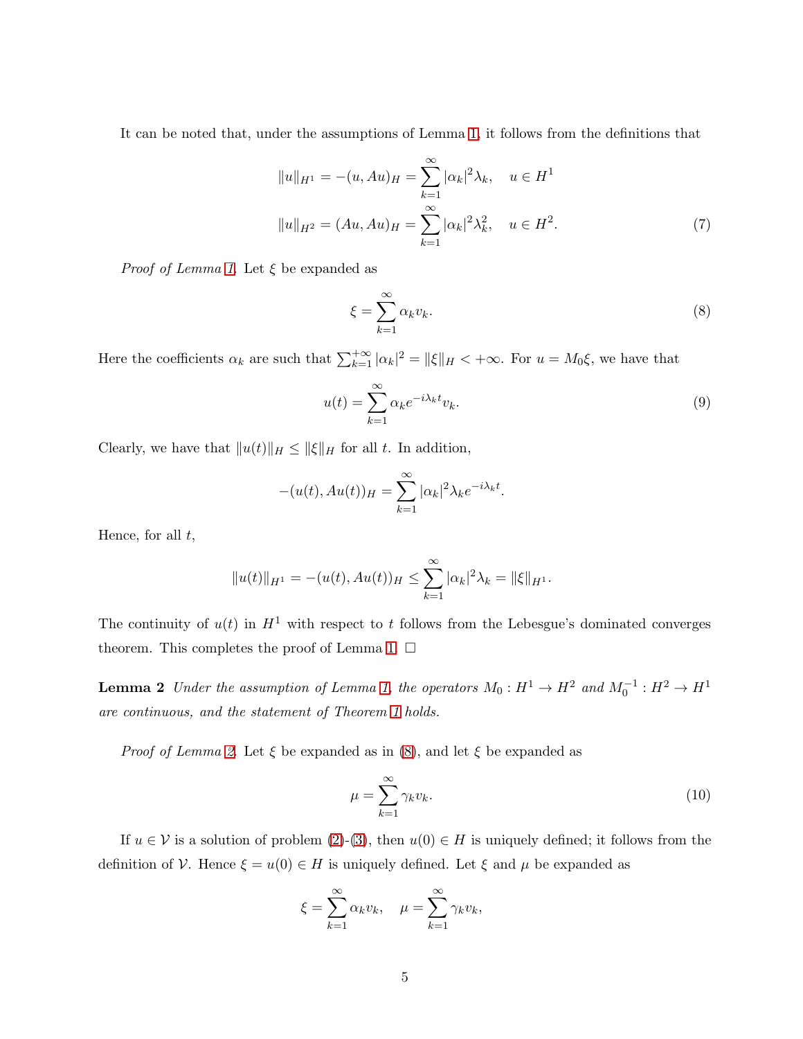It can be noted that, under the assumptions of Lemma 1, it follows from the definitions that

$$\|u\|_{H^1} = -(u, Au)_H = \sum_{k=1}^{\infty} |\alpha_k|^2 \lambda_k, \quad u \in H^1$$

$$\|u\|_{H^2} = (Au, Au)_H = \sum_{k=1}^{\infty} |\alpha_k|^2 \lambda_k^2, \quad u \in H^2. \tag{7}$$

*Proof of Lemma 1.* Let $\xi$ be expanded as

$$\xi = \sum_{k=1}^{\infty} \alpha_k v_k. \tag{8}$$

Here the coefficients $\alpha_k$ are such that $\sum_{k=1}^{+\infty} |\alpha_k|^2 = \|\xi\|_H < +\infty$. For $u = M_0\xi$, we have that

$$u(t) = \sum_{k=1}^{\infty} \alpha_k e^{-i\lambda_k t} v_k. \tag{9}$$

Clearly, we have that $\|u(t)\|_H \le \|\xi\|_H$ for all $t$. In addition,

$$-(u(t), Au(t))_H = \sum_{k=1}^{\infty} |\alpha_k|^2 \lambda_k e^{-i\lambda_k t}.$$

Hence, for all $t$,

$$\|u(t)\|_{H^1} = -(u(t), Au(t))_H \le \sum_{k=1}^{\infty} |\alpha_k|^2 \lambda_k = \|\xi\|_{H^1}.$$

The continuity of $u(t)$ in $H^1$ with respect to $t$ follows from the Lebesgue's dominated converges theorem. This completes the proof of Lemma 1. □

**Lemma 2** *Under the assumption of Lemma 1, the operators $M_0 : H^1 \to H^2$ and $M_0^{-1} : H^2 \to H^1$ are continuous, and the statement of Theorem 1 holds.*

*Proof of Lemma 2.* Let $\xi$ be expanded as in (8), and let $\xi$ be expanded as

$$\mu = \sum_{k=1}^{\infty} \gamma_k v_k. \tag{10}$$

If $u \in \mathcal{V}$ is a solution of problem (2)-(3), then $u(0) \in H$ is uniquely defined; it follows from the definition of $\mathcal{V}$. Hence $\xi = u(0) \in H$ is uniquely defined. Let $\xi$ and $\mu$ be expanded as

$$\xi = \sum_{k=1}^{\infty} \alpha_k v_k, \quad \mu = \sum_{k=1}^{\infty} \gamma_k v_k,$$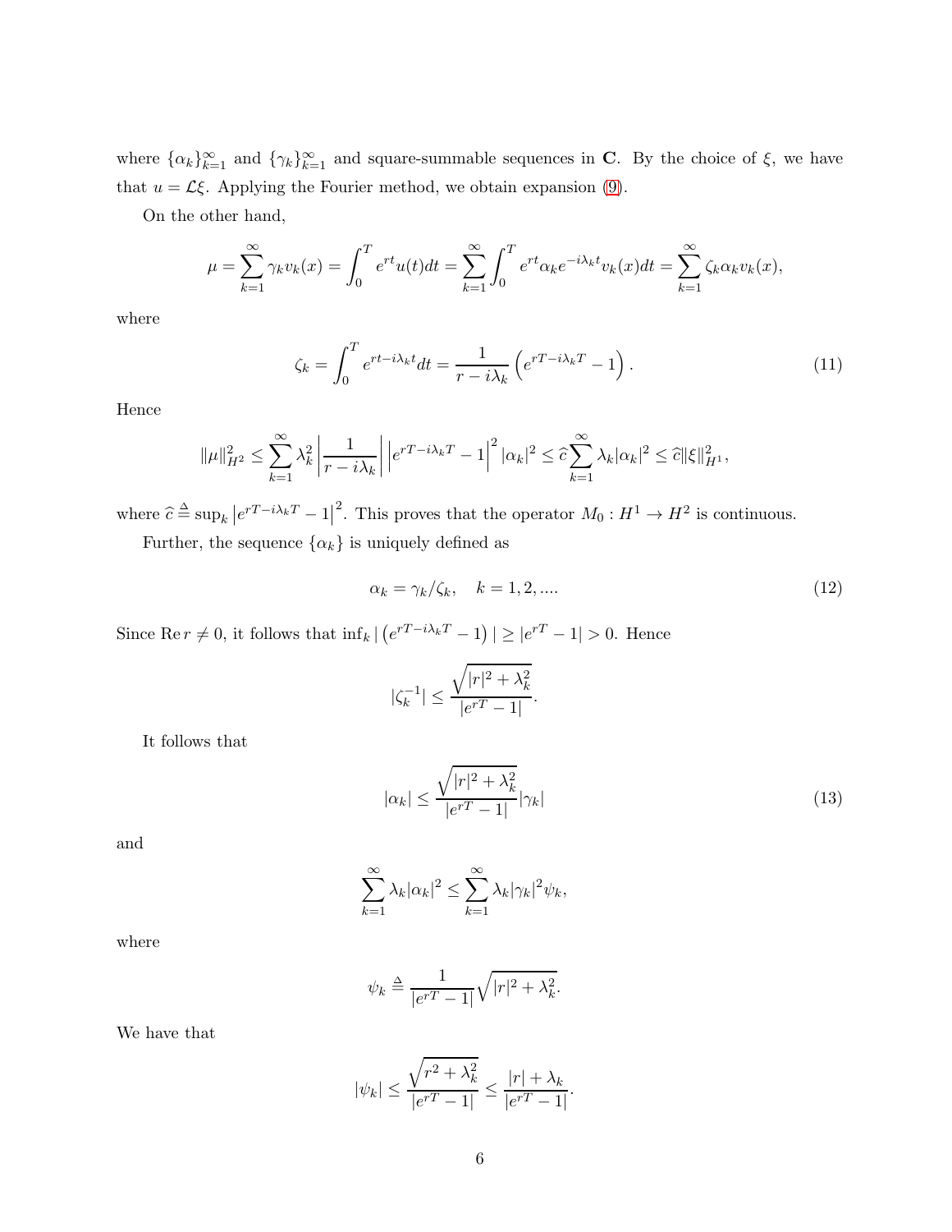where $\{\alpha_k\}_{k=1}^{\infty}$ and $\{\gamma_k\}_{k=1}^{\infty}$ and square-summable sequences in $\mathbf{C}$. By the choice of $\xi$, we have that $u = \mathcal{L}\xi$. Applying the Fourier method, we obtain expansion (9).

On the other hand,

$$\mu = \sum_{k=1}^{\infty} \gamma_k v_k(x) = \int_0^T e^{rt} u(t) dt = \sum_{k=1}^{\infty} \int_0^T e^{rt} \alpha_k e^{-i\lambda_k t} v_k(x) dt = \sum_{k=1}^{\infty} \zeta_k \alpha_k v_k(x),$$

where

$$\zeta_k = \int_0^T e^{rt - i\lambda_k t} dt = \frac{1}{r - i\lambda_k} \left( e^{rT - i\lambda_k T} - 1 \right). \tag{11}$$

Hence

$$\|\mu\|_{H^2}^2 \le \sum_{k=1}^{\infty} \lambda_k^2 \left| \frac{1}{r - i\lambda_k} \right| \left| e^{rT - i\lambda_k T} - 1 \right|^2 |\alpha_k|^2 \le \widehat{c} \sum_{k=1}^{\infty} \lambda_k |\alpha_k|^2 \le \widehat{c} \|\xi\|_{H^1}^2,$$

where $\widehat{c} \triangleq \sup_k \left| e^{rT - i\lambda_k T} - 1 \right|^2$. This proves that the operator $M_0 : H^1 \to H^2$ is continuous.

Further, the sequence $\{\alpha_k\}$ is uniquely defined as

$$\alpha_k = \gamma_k / \zeta_k, \quad k = 1, 2, .... \tag{12}$$

Since $\operatorname{Re} r \neq 0$, it follows that $\inf_k | \left( e^{rT - i\lambda_k T} - 1 \right) | \ge |e^{rT} - 1| > 0$. Hence

$$|\zeta_k^{-1}| \le \frac{\sqrt{|r|^2 + \lambda_k^2}}{|e^{rT} - 1|}.$$

It follows that

$$|\alpha_k| \le \frac{\sqrt{|r|^2 + \lambda_k^2}}{|e^{rT} - 1|} |\gamma_k| \tag{13}$$

and

$$\sum_{k=1}^{\infty} \lambda_k |\alpha_k|^2 \le \sum_{k=1}^{\infty} \lambda_k |\gamma_k|^2 \psi_k,$$

where

$$\psi_k \triangleq \frac{1}{|e^{rT} - 1|} \sqrt{|r|^2 + \lambda_k^2}.$$

We have that

$$|\psi_k| \le \frac{\sqrt{r^2 + \lambda_k^2}}{|e^{rT} - 1|} \le \frac{|r| + \lambda_k}{|e^{rT} - 1|}.$$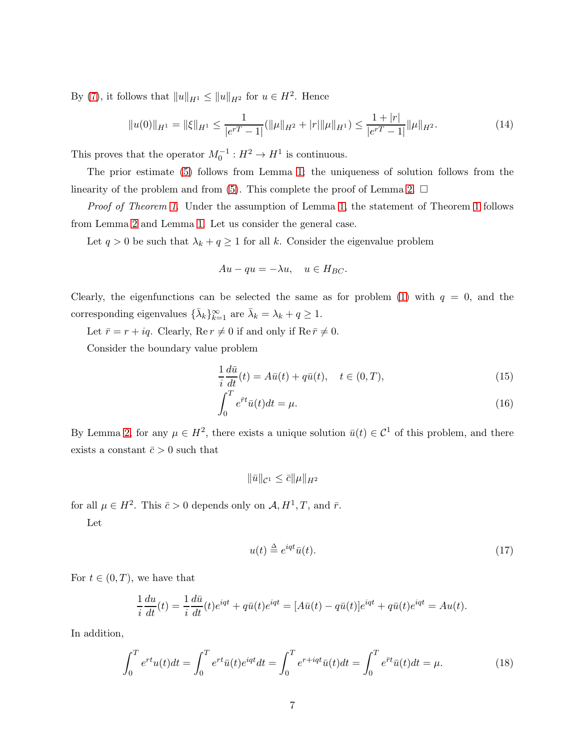By (7), it follows that $\|u\|_{H^1} \le \|u\|_{H^2}$ for $u \in H^2$. Hence

$$\|u(0)\|_{H^1} = \|\xi\|_{H^1} \le \frac{1}{|e^{rT} - 1|}(\|\mu\|_{H^2} + |r|\|\mu\|_{H^1}) \le \frac{1 + |r|}{|e^{rT} - 1|}\|\mu\|_{H^2}. \tag{14}$$

This proves that the operator $M_0^{-1} : H^2 \to H^1$ is continuous.

The prior estimate (5) follows from Lemma 1; the uniqueness of solution follows from the linearity of the problem and from (5). This complete the proof of Lemma 2. $\square$

*Proof of Theorem 1.* Under the assumption of Lemma 1, the statement of Theorem 1 follows from Lemma 2 and Lemma 1. Let us consider the general case.

Let $q > 0$ be such that $\lambda_k + q \ge 1$ for all $k$. Consider the eigenvalue problem

$$Au - qu = -\lambda u, \quad u \in H_{BC}.$$

Clearly, the eigenfunctions can be selected the same as for problem (1) with $q = 0$, and the corresponding eigenvalues $\{\bar{\lambda}_k\}_{k=1}^{\infty}$ are $\bar{\lambda}_k = \lambda_k + q \ge 1$.

Let $\bar{r} = r + iq$. Clearly, $\operatorname{Re} r \ne 0$ if and only if $\operatorname{Re} \bar{r} \ne 0$.

Consider the boundary value problem

$$\frac{1}{i}\frac{d\bar{u}}{dt}(t) = A\bar{u}(t) + q\bar{u}(t), \quad t \in (0, T), \tag{15}$$

$$\int_0^T e^{\bar{r}t}\bar{u}(t)dt = \mu. \tag{16}$$

By Lemma 2, for any $\mu \in H^2$, there exists a unique solution $\bar{u}(t) \in \mathcal{C}^1$ of this problem, and there exists a constant $\bar{c} > 0$ such that

$$\|\bar{u}\|_{\mathcal{C}^1} \le \bar{c}\|\mu\|_{H^2}$$

for all $\mu \in H^2$. This $\bar{c} > 0$ depends only on $\mathcal{A}, H^1, T$, and $\bar{r}$.

Let

$$u(t) \triangleq e^{iqt}\bar{u}(t). \tag{17}$$

For $t \in (0, T)$, we have that

$$\frac{1}{i}\frac{du}{dt}(t) = \frac{1}{i}\frac{d\bar{u}}{dt}(t)e^{iqt} + q\bar{u}(t)e^{iqt} = [A\bar{u}(t) - q\bar{u}(t)]e^{iqt} + q\bar{u}(t)e^{iqt} = Au(t).$$

In addition,

$$\int_0^T e^{rt}u(t)dt = \int_0^T e^{rt}\bar{u}(t)e^{iqt}dt = \int_0^T e^{r+iqt}\bar{u}(t)dt = \int_0^T e^{\bar{r}t}\bar{u}(t)dt = \mu. \tag{18}$$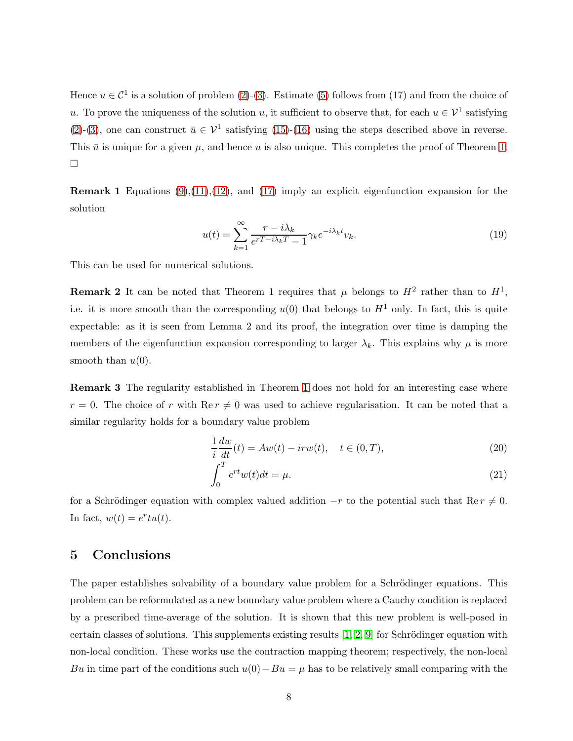Hence $u \in \mathcal{C}^1$ is a solution of problem (2)-(3). Estimate (5) follows from (17) and from the choice of $u$. To prove the uniqueness of the solution $u$, it sufficient to observe that, for each $u \in \mathcal{V}^1$ satisfying (2)-(3), one can construct $\bar{u} \in \mathcal{V}^1$ satisfying (15)-(16) using the steps described above in reverse. This $\bar{u}$ is unique for a given $\mu$, and hence $u$ is also unique. This completes the proof of Theorem 1. $\square$

**Remark 1** Equations (9),(11),(12), and (17) imply an explicit eigenfunction expansion for the solution

$$u(t) = \sum_{k=1}^{\infty} \frac{r - i\lambda_k}{e^{rT - i\lambda_k T} - 1} \gamma_k e^{-i\lambda_k t} v_k. \tag{19}$$

This can be used for numerical solutions.

**Remark 2** It can be noted that Theorem 1 requires that $\mu$ belongs to $H^2$ rather than to $H^1$, i.e. it is more smooth than the corresponding $u(0)$ that belongs to $H^1$ only. In fact, this is quite expectable: as it is seen from Lemma 2 and its proof, the integration over time is damping the members of the eigenfunction expansion corresponding to larger $\lambda_k$. This explains why $\mu$ is more smooth than $u(0)$.

**Remark 3** The regularity established in Theorem 1 does not hold for an interesting case where $r = 0$. The choice of $r$ with $\mathrm{Re}\, r \neq 0$ was used to achieve regularisation. It can be noted that a similar regularity holds for a boundary value problem

$$\frac{1}{i}\frac{dw}{dt}(t) = Aw(t) - irw(t), \quad t \in (0, T), \tag{20}$$

$$\int_0^T e^{rt} w(t) dt = \mu. \tag{21}$$

for a Schrödinger equation with complex valued addition $-r$ to the potential such that $\mathrm{Re}\, r \neq 0$. In fact, $w(t) = e^r tu(t)$.

## 5 Conclusions

The paper establishes solvability of a boundary value problem for a Schrödinger equations. This problem can be reformulated as a new boundary value problem where a Cauchy condition is replaced by a prescribed time-average of the solution. It is shown that this new problem is well-posed in certain classes of solutions. This supplements existing results [1, 2, 9] for Schrödinger equation with non-local condition. These works use the contraction mapping theorem; respectively, the non-local $Bu$ in time part of the conditions such $u(0) - Bu = \mu$ has to be relatively small comparing with the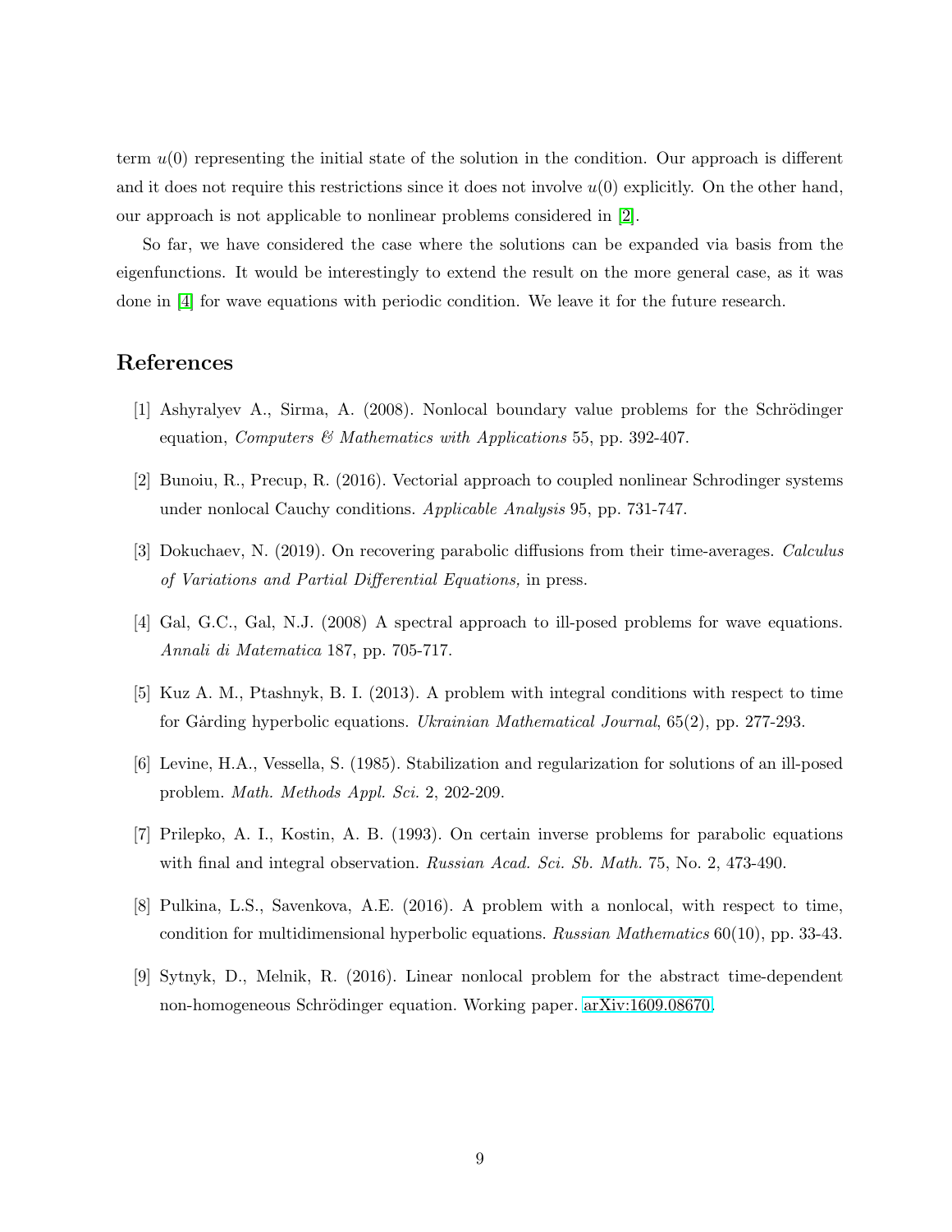term $u(0)$ representing the initial state of the solution in the condition. Our approach is different and it does not require this restrictions since it does not involve $u(0)$ explicitly. On the other hand, our approach is not applicable to nonlinear problems considered in [2].

So far, we have considered the case where the solutions can be expanded via basis from the eigenfunctions. It would be interestingly to extend the result on the more general case, as it was done in [4] for wave equations with periodic condition. We leave it for the future research.

## References

[1] Ashyralyev A., Sirma, A. (2008). Nonlocal boundary value problems for the Schrödinger equation, *Computers & Mathematics with Applications* 55, pp. 392-407.

[2] Bunoiu, R., Precup, R. (2016). Vectorial approach to coupled nonlinear Schrodinger systems under nonlocal Cauchy conditions. *Applicable Analysis* 95, pp. 731-747.

[3] Dokuchaev, N. (2019). On recovering parabolic diffusions from their time-averages. *Calculus of Variations and Partial Differential Equations,* in press.

[4] Gal, G.C., Gal, N.J. (2008) A spectral approach to ill-posed problems for wave equations. *Annali di Matematica* 187, pp. 705-717.

[5] Kuz A. M., Ptashnyk, B. I. (2013). A problem with integral conditions with respect to time for Gårding hyperbolic equations. *Ukrainian Mathematical Journal*, 65(2), pp. 277-293.

[6] Levine, H.A., Vessella, S. (1985). Stabilization and regularization for solutions of an ill-posed problem. *Math. Methods Appl. Sci.* 2, 202-209.

[7] Prilepko, A. I., Kostin, A. B. (1993). On certain inverse problems for parabolic equations with final and integral observation. *Russian Acad. Sci. Sb. Math.* 75, No. 2, 473-490.

[8] Pulkina, L.S., Savenkova, A.E. (2016). A problem with a nonlocal, with respect to time, condition for multidimensional hyperbolic equations. *Russian Mathematics* 60(10), pp. 33-43.

[9] Sytnyk, D., Melnik, R. (2016). Linear nonlocal problem for the abstract time-dependent non-homogeneous Schrödinger equation. Working paper. arXiv:1609.08670.